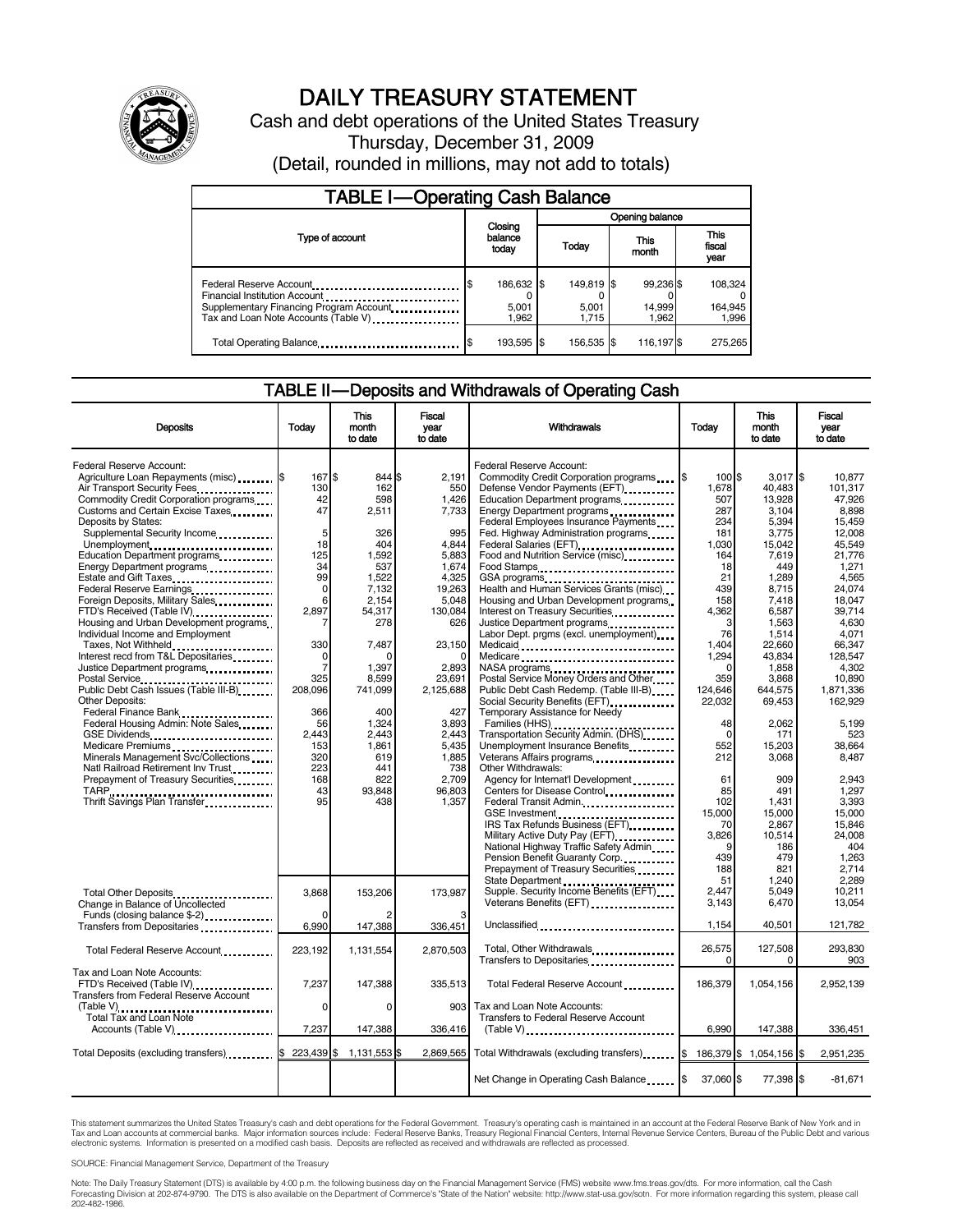# DAILY TREASURY STATEMENT

Cash and debt operations of the United States Treasury

Thursday, December 31, 2009

(Detail, rounded in millions, may not add to totals)

## TABLE I—Operating Cash Balance

| Type of account | Closing balance today | Opening balance Today | Opening balance This month | Opening balance This fiscal year |
|---|---|---|---|---|
| Federal Reserve Account | $ 186,632 | $ 149,819 | $ 99,236 | $ 108,324 |
| Financial Institution Account | 0 | 0 | 0 | 0 |
| Supplementary Financing Program Account | 5,001 | 5,001 | 14,999 | 164,945 |
| Tax and Loan Note Accounts (Table V) | 1,962 | 1,715 | 1,962 | 1,996 |
| Total Operating Balance | $ 193,595 | $ 156,535 | $ 116,197 | $ 275,265 |

## TABLE II—Deposits and Withdrawals of Operating Cash

| Deposits | Today | This month to date | Fiscal year to date |
|---|---|---|---|
| Federal Reserve Account: | | | |
| Agriculture Loan Repayments (misc) | $ 167 | $ 844 | $ 2,191 |
| Air Transport Security Fees | 130 | 162 | 550 |
| Commodity Credit Corporation programs | 42 | 598 | 1,426 |
| Customs and Certain Excise Taxes | 47 | 2,511 | 7,733 |
| Deposits by States: | | | |
| Supplemental Security Income | 5 | 326 | 995 |
| Unemployment | 18 | 404 | 4,844 |
| Education Department programs | 125 | 1,592 | 5,883 |
| Energy Department programs | 34 | 537 | 1,674 |
| Estate and Gift Taxes | 99 | 1,522 | 4,325 |
| Federal Reserve Earnings | 0 | 7,132 | 19,263 |
| Foreign Deposits, Military Sales | 6 | 2,154 | 5,048 |
| FTD's Received (Table IV) | 2,897 | 54,317 | 130,084 |
| Housing and Urban Development programs | 7 | 278 | 626 |
| Individual Income and Employment Taxes, Not Withheld | 330 | 7,487 | 23,150 |
| Interest recd from T&L Depositaries | 0 | 0 | 0 |
| Justice Department programs | 7 | 1,397 | 2,893 |
| Postal Service | 325 | 8,599 | 23,691 |
| Public Debt Cash Issues (Table III-B) | 208,096 | 741,099 | 2,125,688 |
| Other Deposits: | | | |
| Federal Finance Bank | 366 | 400 | 427 |
| Federal Housing Admin: Note Sales | 56 | 1,324 | 3,893 |
| GSE Dividends | 2,443 | 2,443 | 2,443 |
| Medicare Premiums | 153 | 1,861 | 5,435 |
| Minerals Management Svc/Collections | 320 | 619 | 1,885 |
| Natl Railroad Retirement Inv Trust | 223 | 441 | 738 |
| Prepayment of Treasury Securities | 168 | 822 | 2,709 |
| TARP | 43 | 93,848 | 96,803 |
| Thrift Savings Plan Transfer | 95 | 438 | 1,357 |
| Total Other Deposits | 3,868 | 153,206 | 173,987 |
| Change in Balance of Uncollected Funds (closing balance $-2) | 0 | 2 | 3 |
| Transfers from Depositaries | 6,990 | 147,388 | 336,451 |
| Total Federal Reserve Account | 223,192 | 1,131,554 | 2,870,503 |
| Tax and Loan Note Accounts: | | | |
| FTD's Received (Table IV) | 7,237 | 147,388 | 335,513 |
| Transfers from Federal Reserve Account (Table V) | 0 | 0 | 903 |
| Total Tax and Loan Note Accounts (Table V) | 7,237 | 147,388 | 336,416 |
| Total Deposits (excluding transfers) | $ 223,439 | $ 1,131,553 | $ 2,869,565 |

| Withdrawals | Today | This month to date | Fiscal year to date |
|---|---|---|---|
| Federal Reserve Account: | | | |
| Commodity Credit Corporation programs | $ 100 | $ 3,017 | $ 10,877 |
| Defense Vendor Payments (EFT) | 1,678 | 40,483 | 101,317 |
| Education Department programs | 507 | 13,928 | 47,926 |
| Energy Department programs | 287 | 3,104 | 8,898 |
| Federal Employees Insurance Payments | 234 | 5,394 | 15,459 |
| Fed. Highway Administration programs | 181 | 3,775 | 12,008 |
| Federal Salaries (EFT) | 1,030 | 15,042 | 45,549 |
| Food and Nutrition Service (misc) | 164 | 7,619 | 21,776 |
| Food Stamps | 18 | 449 | 1,271 |
| GSA programs | 21 | 1,289 | 4,565 |
| Health and Human Services Grants (misc) | 439 | 8,715 | 24,074 |
| Housing and Urban Development programs | 158 | 7,418 | 18,047 |
| Interest on Treasury Securities | 4,362 | 6,587 | 39,714 |
| Justice Department programs | 3 | 1,563 | 4,630 |
| Labor Dept. prgms (excl. unemployment) | 76 | 1,514 | 4,071 |
| Medicaid | 1,404 | 22,660 | 66,347 |
| Medicare | 1,294 | 43,834 | 128,547 |
| NASA programs | 0 | 1,858 | 4,302 |
| Postal Service Money Orders and Other | 359 | 3,868 | 10,890 |
| Public Debt Cash Redemp. (Table III-B) | 124,646 | 644,575 | 1,871,336 |
| Social Security Benefits (EFT) | 22,032 | 69,453 | 162,929 |
| Temporary Assistance for Needy Families (HHS) | 48 | 2,062 | 5,199 |
| Transportation Security Admin. (DHS) | 0 | 171 | 523 |
| Unemployment Insurance Benefits | 552 | 15,203 | 38,664 |
| Veterans Affairs programs | 212 | 3,068 | 8,487 |
| Other Withdrawals: | | | |
| Agency for Internat'l Development | 61 | 909 | 2,943 |
| Centers for Disease Control | 85 | 491 | 1,297 |
| Federal Transit Admin. | 102 | 1,431 | 3,393 |
| GSE Investment | 15,000 | 15,000 | 15,000 |
| IRS Tax Refunds Business (EFT) | 70 | 2,867 | 15,846 |
| Military Active Duty Pay (EFT) | 3,826 | 10,514 | 24,008 |
| National Highway Traffic Safety Admin | 9 | 186 | 404 |
| Pension Benefit Guaranty Corp. | 439 | 479 | 1,263 |
| Prepayment of Treasury Securities | 188 | 821 | 2,714 |
| State Department | 51 | 1,240 | 2,289 |
| Supple. Security Income Benefits (EFT) | 2,447 | 5,049 | 10,211 |
| Veterans Benefits (EFT) | 3,143 | 6,470 | 13,054 |
| Unclassified | 1,154 | 40,501 | 121,782 |
| Total, Other Withdrawals | 26,575 | 127,508 | 293,830 |
| Transfers to Depositaries | 0 | 0 | 903 |
| Total Federal Reserve Account | 186,379 | 1,054,156 | 2,952,139 |
| Tax and Loan Note Accounts: | | | |
| Transfers to Federal Reserve Account (Table V) | 6,990 | 147,388 | 336,451 |
| Total Withdrawals (excluding transfers) | $ 186,379 | $ 1,054,156 | $ 2,951,235 |
| Net Change in Operating Cash Balance | $ 37,060 | $ 77,398 | $ -81,671 |

This statement summarizes the United States Treasury's cash and debt operations for the Federal Government. Treasury's operating cash is maintained in an account at the Federal Reserve Bank of New York and in Tax and Loan accounts at commercial banks. Major information sources include: Federal Reserve Banks, Treasury Regional Financial Centers, Internal Revenue Service Centers, Bureau of the Public Debt and various electronic systems. Information is presented on a modified cash basis. Deposits are reflected as received and withdrawals are reflected as processed.

SOURCE: Financial Management Service, Department of the Treasury

Note: The Daily Treasury Statement (DTS) is available by 4:00 p.m. the following business day on the Financial Management Service (FMS) website www.fms.treas.gov/dts. For more information, call the Cash Forecasting Division at 202-874-9790. The DTS is also available on the Department of Commerce's "State of the Nation" website: http://www.stat-usa.gov/sotn. For more information regarding this system, please call 202-482-1986.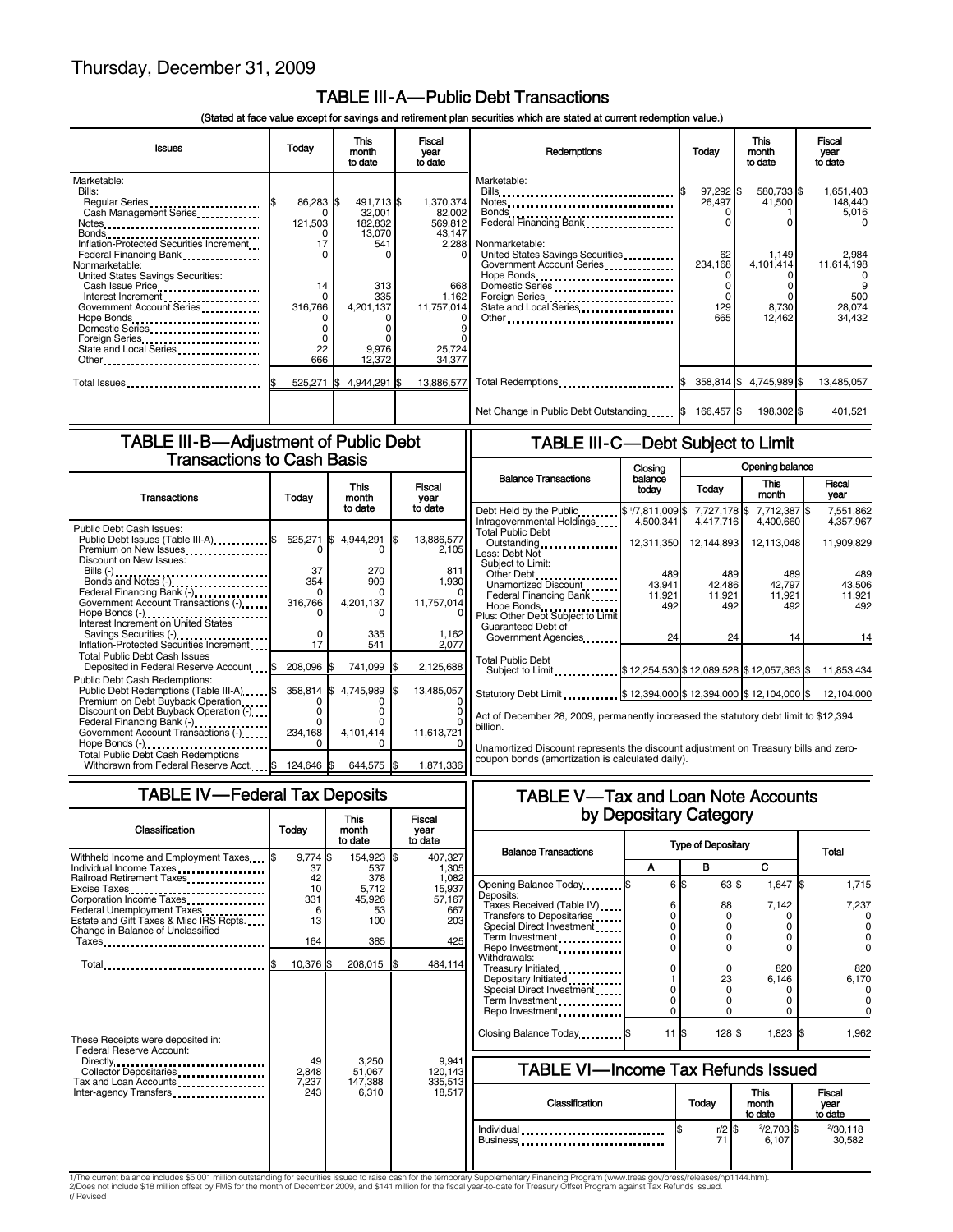Thursday, December 31, 2009

## TABLE III-A—Public Debt Transactions

(Stated at face value except for savings and retirement plan securities which are stated at current redemption value.)

| Issues | Today | This month to date | Fiscal year to date |
|---|---|---|---|
| Marketable: | | | |
| Bills: | | | |
| Regular Series | $ 86,283 | $ 491,713 | $ 1,370,374 |
| Cash Management Series | 0 | 32,001 | 82,002 |
| Notes | 121,503 | 182,832 | 569,812 |
| Bonds | 0 | 13,070 | 43,147 |
| Inflation-Protected Securities Increment | 17 | 541 | 2,288 |
| Federal Financing Bank | 0 | 0 | 0 |
| Nonmarketable: | | | |
| United States Savings Securities: | | | |
| Cash Issue Price | 14 | 313 | 668 |
| Interest Increment | 0 | 335 | 1,162 |
| Government Account Series | 316,766 | 4,201,137 | 11,757,014 |
| Hope Bonds | 0 | 0 | 0 |
| Domestic Series | 0 | 0 | 9 |
| Foreign Series | 0 | 0 | 0 |
| State and Local Series | 22 | 9,976 | 25,724 |
| Other | 666 | 12,372 | 34,377 |
| Total Issues | $ 525,271 | $ 4,944,291 | $ 13,886,577 |

| Redemptions | Today | This month to date | Fiscal year to date |
|---|---|---|---|
| Marketable: | | | |
| Bills | $ 97,292 | $ 580,733 | $ 1,651,403 |
| Notes | 26,497 | 41,500 | 148,440 |
| Bonds | 0 | 1 | 5,016 |
| Federal Financing Bank | 0 | 0 | 0 |
| Nonmarketable: | | | |
| United States Savings Securities | 62 | 1,149 | 2,984 |
| Government Account Series | 234,168 | 4,101,414 | 11,614,198 |
| Hope Bonds | 0 | 0 | 0 |
| Domestic Series | 0 | 0 | 9 |
| Foreign Series | 0 | 0 | 500 |
| State and Local Series | 129 | 8,730 | 28,074 |
| Other | 665 | 12,462 | 34,432 |
| Total Redemptions | $ 358,814 | $ 4,745,989 | $ 13,485,057 |
| Net Change in Public Debt Outstanding | $ 166,457 | $ 198,302 | $ 401,521 |

## TABLE III-B—Adjustment of Public Debt Transactions to Cash Basis

| Transactions | Today | This month to date | Fiscal year to date |
|---|---|---|---|
| Public Debt Cash Issues: | | | |
| Public Debt Issues (Table III-A) | $ 525,271 | $ 4,944,291 | $ 13,886,577 |
| Premium on New Issues | 0 | 0 | 2,105 |
| Discount on New Issues: | | | |
| Bills (-) | 37 | 270 | 811 |
| Bonds and Notes (-) | 354 | 909 | 1,930 |
| Federal Financing Bank (-) | 0 | 0 | 0 |
| Government Account Transactions (-) | 316,766 | 4,201,137 | 11,757,014 |
| Hope Bonds (-) | 0 | 0 | 0 |
| Interest Increment on United States Savings Securities (-) | 0 | 335 | 1,162 |
| Inflation-Protected Securities Increment | 17 | 541 | 2,077 |
| Total Public Debt Cash Issues Deposited in Federal Reserve Account | $ 208,096 | $ 741,099 | $ 2,125,688 |
| Public Debt Cash Redemptions: | | | |
| Public Debt Redemptions (Table III-A) | $ 358,814 | $ 4,745,989 | $ 13,485,057 |
| Premium on Debt Buyback Operation | 0 | 0 | 0 |
| Discount on Debt Buyback Operation (-) | 0 | 0 | 0 |
| Federal Financing Bank (-) | 0 | 0 | 0 |
| Government Account Transactions (-) | 234,168 | 4,101,414 | 11,613,721 |
| Hope Bonds (-) | 0 | 0 | 0 |
| Total Public Debt Cash Redemptions Withdrawn from Federal Reserve Acct. | $ 124,646 | $ 644,575 | $ 1,871,336 |

## TABLE III-C—Debt Subject to Limit

| Balance Transactions | Closing balance today | Opening balance Today | Opening balance This month | Opening balance Fiscal year |
|---|---|---|---|---|
| Debt Held by the Public | $ [1]7,811,009 | $ 7,727,178 | $ 7,712,387 | $ 7,551,862 |
| Intragovernmental Holdings | 4,500,341 | 4,417,716 | 4,400,660 | 4,357,967 |
| Total Public Debt Outstanding | 12,311,350 | 12,144,893 | 12,113,048 | 11,909,829 |
| Less: Debt Not Subject to Limit: | | | | |
| Other Debt | 489 | 489 | 489 | 489 |
| Unamortized Discount | 43,941 | 42,486 | 42,797 | 43,506 |
| Federal Financing Bank | 11,921 | 11,921 | 11,921 | 11,921 |
| Hope Bonds | 492 | 492 | 492 | 492 |
| Plus: Other Debt Subject to Limit | | | | |
| Guaranteed Debt of Government Agencies | 24 | 24 | 14 | 14 |
| Total Public Debt Subject to Limit | $ 12,254,530 | $ 12,089,528 | $ 12,057,363 | $ 11,853,434 |
| Statutory Debt Limit | $ 12,394,000 | $ 12,394,000 | $ 12,104,000 | $ 12,104,000 |

Act of December 28, 2009, permanently increased the statutory debt limit to $12,394 billion.

Unamortized Discount represents the discount adjustment on Treasury bills and zero-coupon bonds (amortization is calculated daily).

## TABLE IV—Federal Tax Deposits

| Classification | Today | This month to date | Fiscal year to date |
|---|---|---|---|
| Withheld Income and Employment Taxes | $ 9,774 | $ 154,923 | $ 407,327 |
| Individual Income Taxes | 37 | 537 | 1,305 |
| Railroad Retirement Taxes | 42 | 378 | 1,082 |
| Excise Taxes | 10 | 5,712 | 15,937 |
| Corporation Income Taxes | 331 | 45,926 | 57,167 |
| Federal Unemployment Taxes | 6 | 53 | 667 |
| Estate and Gift Taxes & Misc IRS Rcpts. | 13 | 100 | 203 |
| Change in Balance of Unclassified Taxes | 164 | 385 | 425 |
| Total | $ 10,376 | $ 208,015 | $ 484,114 |
| These Receipts were deposited in: | | | |
| Federal Reserve Account: | | | |
| Directly | 49 | 3,250 | 9,941 |
| Collector Depositaries | 2,848 | 51,067 | 120,143 |
| Tax and Loan Accounts | 7,237 | 147,388 | 335,513 |
| Inter-agency Transfers | 243 | 6,310 | 18,517 |

## TABLE V—Tax and Loan Note Accounts by Depositary Category

| Balance Transactions | Type of Depositary A | Type of Depositary B | Type of Depositary C | Total |
|---|---|---|---|---|
| Opening Balance Today | $ 6 | $ 63 | $ 1,647 | $ 1,715 |
| Deposits: | | | | |
| Taxes Received (Table IV) | 6 | 88 | 7,142 | 7,237 |
| Transfers to Depositaries | 0 | 0 | 0 | 0 |
| Special Direct Investment | 0 | 0 | 0 | 0 |
| Term Investment | 0 | 0 | 0 | 0 |
| Repo Investment | 0 | 0 | 0 | 0 |
| Withdrawals: | | | | |
| Treasury Initiated | 0 | 0 | 820 | 820 |
| Depositary Initiated | 1 | 23 | 6,146 | 6,170 |
| Special Direct Investment | 0 | 0 | 0 | 0 |
| Term Investment | 0 | 0 | 0 | 0 |
| Repo Investment | 0 | 0 | 0 | 0 |
| Closing Balance Today | $ 11 | $ 128 | $ 1,823 | $ 1,962 |

## TABLE VI—Income Tax Refunds Issued

| Classification | Today | This month to date | Fiscal year to date |
|---|---|---|---|
| Individual | $ r/2 | $ [2]/2,703 | $ [2]/30,118 |
| Business | 71 | 6,107 | 30,582 |

1/The current balance includes $5,001 million outstanding for securities issued to raise cash for the temporary Supplementary Financing Program (www.treas.gov/press/releases/hp1144.htm).
2/Does not include $18 million offset by FMS for the month of December 2009, and $141 million for the fiscal year-to-date for Treasury Offset Program against Tax Refunds issued.
r/ Revised